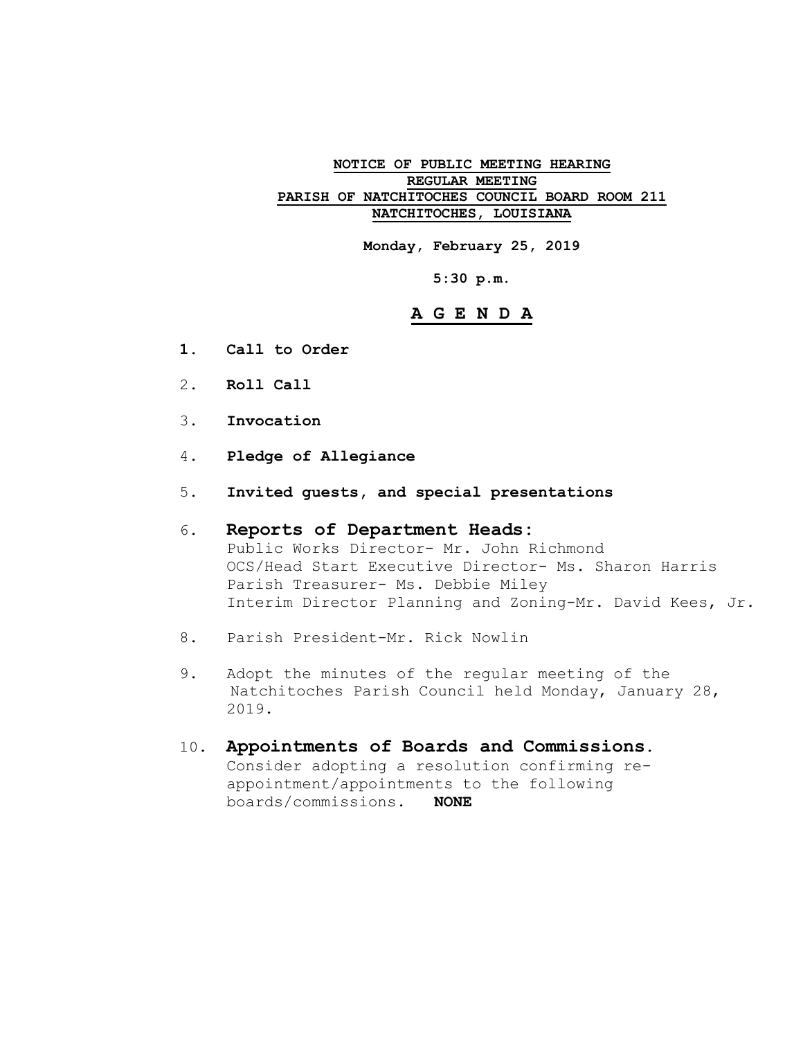**NOTICE OF PUBLIC MEETING HEARING**
**REGULAR MEETING**
**PARISH OF NATCHITOCHES COUNCIL BOARD ROOM 211**
**NATCHITOCHES, LOUISIANA**

**Monday, February 25, 2019**

**5:30 p.m.**

# A G E N D A

1. **Call to Order**

2. **Roll Call**

3. **Invocation**

4. **Pledge of Allegiance**

5. **Invited guests, and special presentations**

6. **Reports of Department Heads:**
   Public Works Director- Mr. John Richmond
   OCS/Head Start Executive Director- Ms. Sharon Harris
   Parish Treasurer- Ms. Debbie Miley
   Interim Director Planning and Zoning-Mr. David Kees, Jr.

8. Parish President-Mr. Rick Nowlin

9. Adopt the minutes of the regular meeting of the Natchitoches Parish Council held Monday, January 28, 2019.

10. **Appointments of Boards and Commissions.**
    Consider adopting a resolution confirming re-appointment/appointments to the following boards/commissions. **NONE**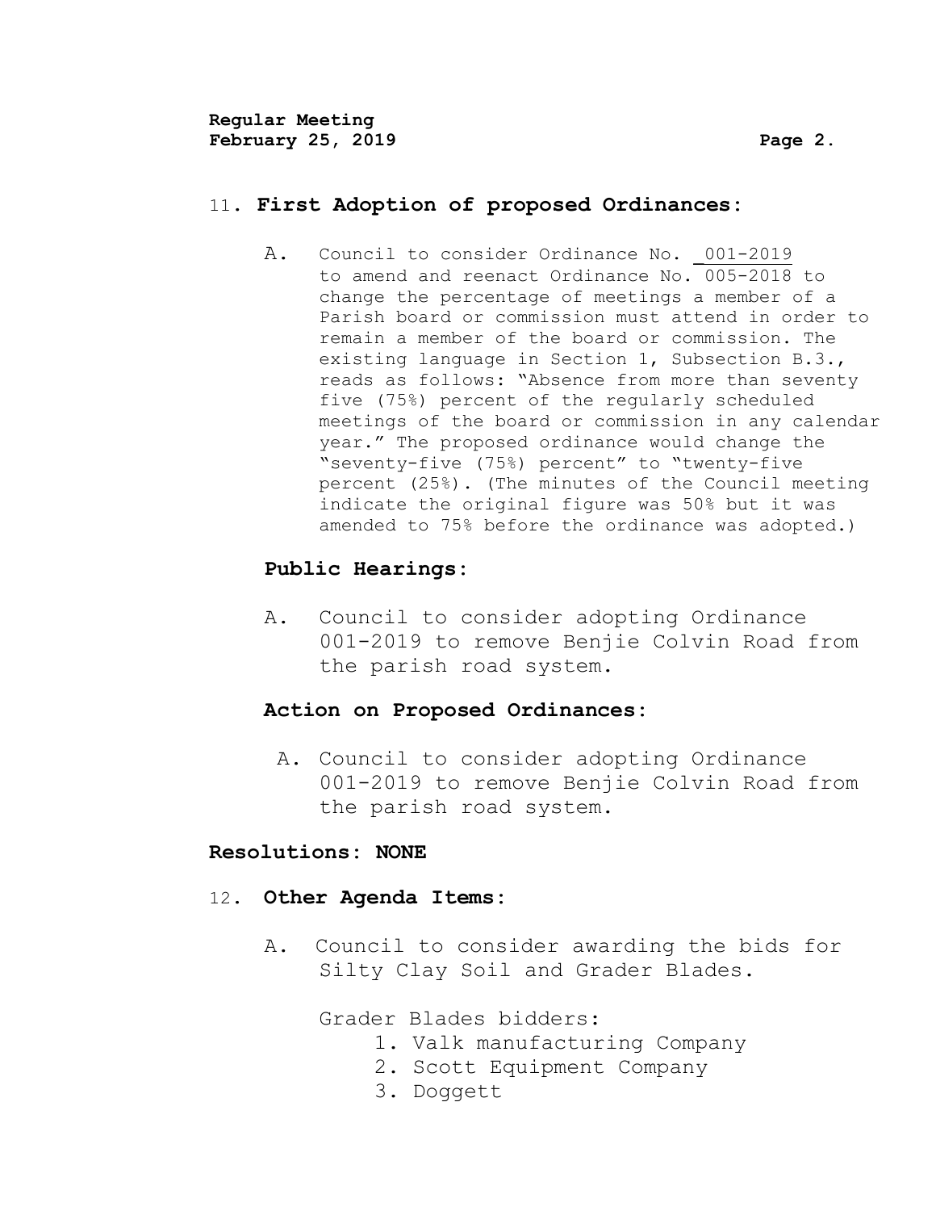11. **First Adoption of proposed Ordinances:**

    A. Council to consider Ordinance No. _001-2019 to amend and reenact Ordinance No. 005-2018 to change the percentage of meetings a member of a Parish board or commission must attend in order to remain a member of the board or commission. The existing language in Section 1, Subsection B.3., reads as follows: "Absence from more than seventy five (75%) percent of the regularly scheduled meetings of the board or commission in any calendar year." The proposed ordinance would change the "seventy-five (75%) percent" to "twenty-five percent (25%). (The minutes of the Council meeting indicate the original figure was 50% but it was amended to 75% before the ordinance was adopted.)

    **Public Hearings:**

    A. Council to consider adopting Ordinance 001-2019 to remove Benjie Colvin Road from the parish road system.

    **Action on Proposed Ordinances:**

    A. Council to consider adopting Ordinance 001-2019 to remove Benjie Colvin Road from the parish road system.

**Resolutions: NONE**

12. **Other Agenda Items:**

    A. Council to consider awarding the bids for Silty Clay Soil and Grader Blades.

       Grader Blades bidders:

       1. Valk manufacturing Company
       2. Scott Equipment Company
       3. Doggett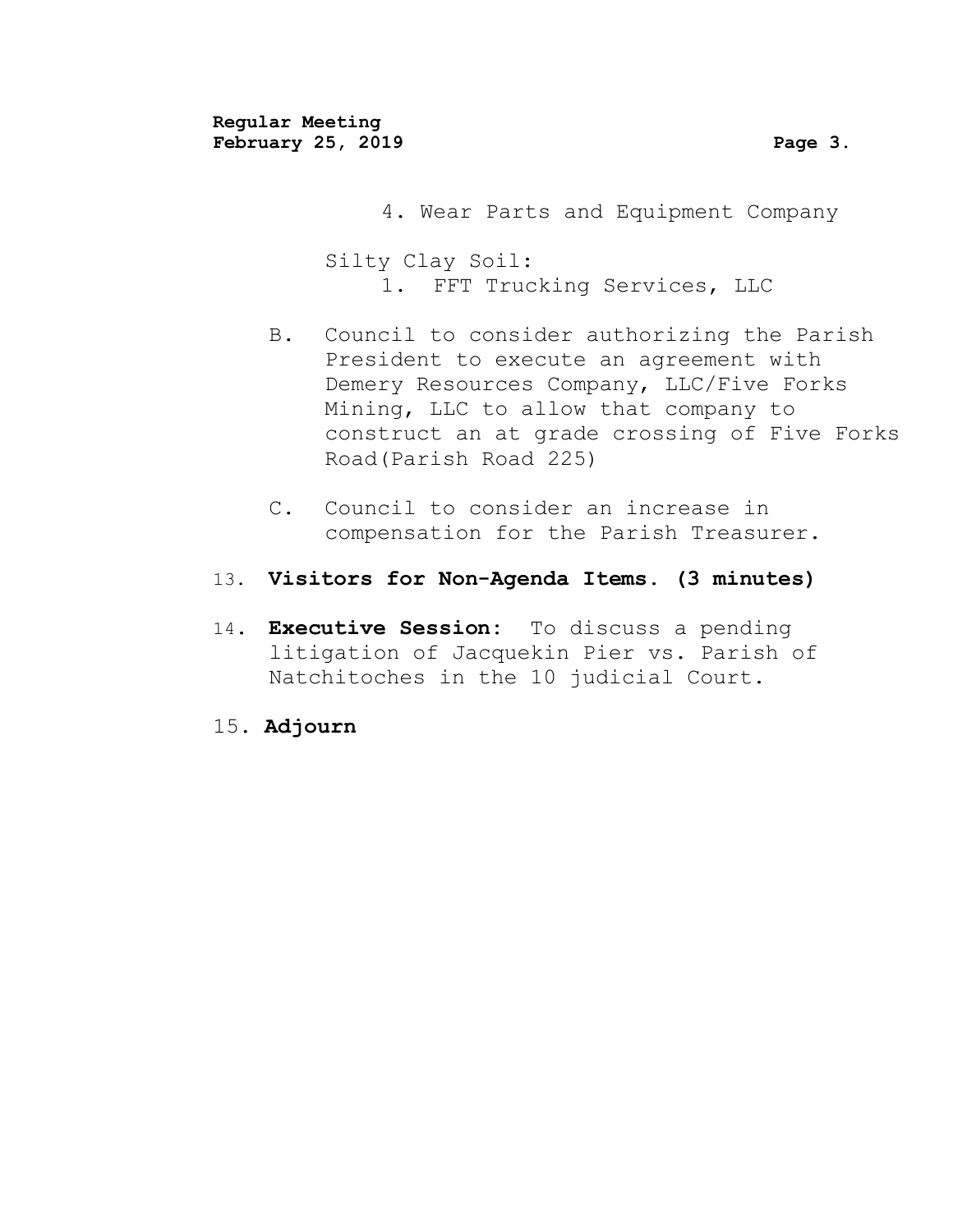4. Wear Parts and Equipment Company

Silty Clay Soil:

1. FFT Trucking Services, LLC

B. Council to consider authorizing the Parish President to execute an agreement with Demery Resources Company, LLC/Five Forks Mining, LLC to allow that company to construct an at grade crossing of Five Forks Road(Parish Road 225)

C. Council to consider an increase in compensation for the Parish Treasurer.

13. **Visitors for Non-Agenda Items. (3 minutes)**

14. **Executive Session:** To discuss a pending litigation of Jacquekin Pier vs. Parish of Natchitoches in the 10 judicial Court.

15. **Adjourn**